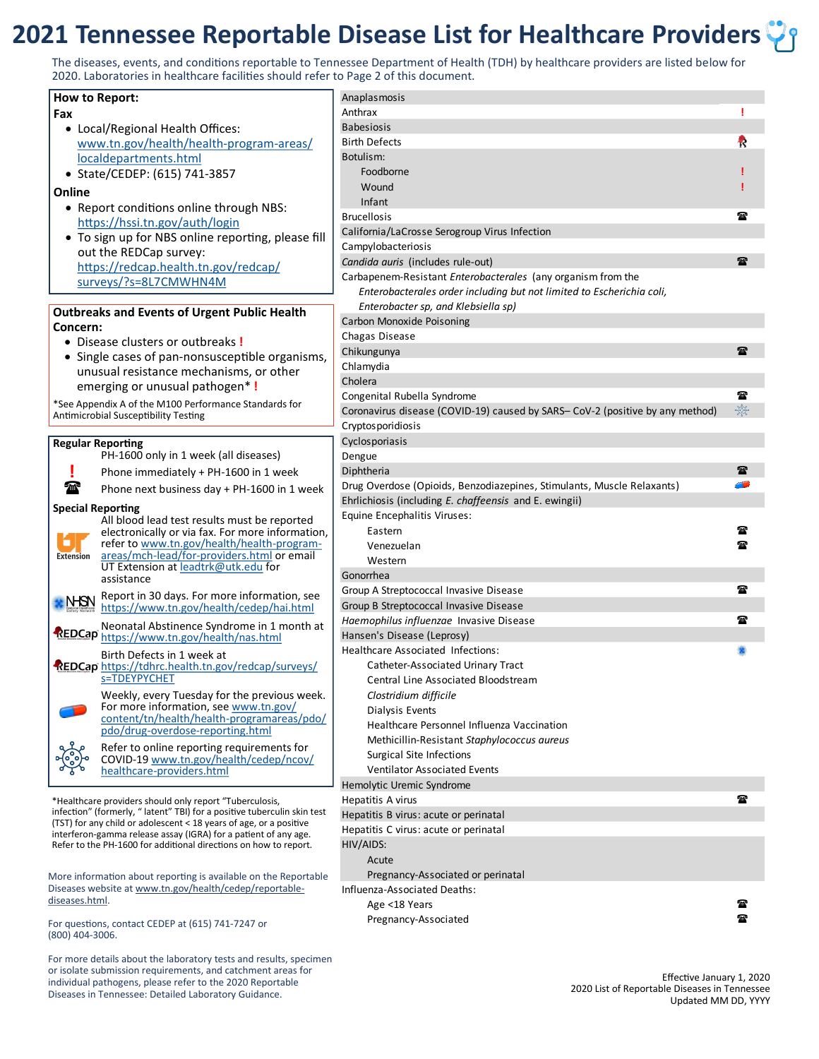# 2021 Tennessee Reportable Disease List for Healthcare Providers

The diseases, events, and conditions reportable to Tennessee Department of Health (TDH) by healthcare providers are listed below for 2020. Laboratories in healthcare facilities should refer to Page 2 of this document.

**How to Report:**

**Fax**

- Local/Regional Health Offices: www.tn.gov/health/health-program-areas/localdepartments.html
- State/CEDEP: (615) 741-3857

**Online**

- Report conditions online through NBS: https://hssi.tn.gov/auth/login
- To sign up for NBS online reporting, please fill out the REDCap survey: https://redcap.health.tn.gov/redcap/surveys/?s=8L7CMWHN4M

**Outbreaks and Events of Urgent Public Health Concern:**

- Disease clusters or outbreaks !
- Single cases of pan-nonsusceptible organisms, unusual resistance mechanisms, or other emerging or unusual pathogen* !

*See Appendix A of the M100 Performance Standards for Antimicrobial Susceptibility Testing

**Regular Reporting**

PH-1600 only in 1 week (all diseases)

! Phone immediately + PH-1600 in 1 week

☎ Phone next business day + PH-1600 in 1 week

**Special Reporting**

UT Extension: All blood lead test results must be reported electronically or via fax. For more information, refer to www.tn.gov/health/health-program-areas/mch-lead/for-providers.html or email UT Extension at leadtrk@utk.edu for assistance

NHSN: Report in 30 days. For more information, see https://www.tn.gov/health/cedep/hai.html

REDCap: Neonatal Abstinence Syndrome in 1 month at https://www.tn.gov/health/nas.html

REDCap: Birth Defects in 1 week at https://tdhrc.health.tn.gov/redcap/surveys/s=TDEYPYCHET

Pill: Weekly, every Tuesday for the previous week. For more information, see www.tn.gov/content/tn/health/health-programareas/pdo/pdo/drug-overdose-reporting.html

Virus: Refer to online reporting requirements for COVID-19 www.tn.gov/health/cedep/ncov/healthcare-providers.html

*Healthcare providers should only report "Tuberculosis, infection" (formerly, " latent" TBI) for a positive tuberculin skin test (TST) for any child or adolescent < 18 years of age, or a positive interferon-gamma release assay (IGRA) for a patient of any age. Refer to the PH-1600 for additional directions on how to report.

More information about reporting is available on the Reportable Diseases website at www.tn.gov/health/cedep/reportable-diseases.html.

For questions, contact CEDEP at (615) 741-7247 or (800) 404-3006.

For more details about the laboratory tests and results, specimen or isolate submission requirements, and catchment areas for individual pathogens, please refer to the 2020 Reportable Diseases in Tennessee: Detailed Laboratory Guidance.

| Disease | Reporting |
|---|---|
| Anaplasmosis | |
| Anthrax | ! |
| Babesiosis | |
| Birth Defects | REDCap |
| Botulism: | |
| Foodborne | ! |
| Wound | ! |
| Infant | |
| Brucellosis | ☎ |
| California/LaCrosse Serogroup Virus Infection | |
| Campylobacteriosis | |
| *Candida auris* (includes rule-out) | ☎ |
| Carbapenem-Resistant *Enterobacterales* (any organism from the *Enterobacterales order including but not limited to Escherichia coli, Enterobacter sp, and Klebsiella sp)* | |
| Carbon Monoxide Poisoning | |
| Chagas Disease | |
| Chikungunya | ☎ |
| Chlamydia | |
| Cholera | |
| Congenital Rubella Syndrome | ☎ |
| Coronavirus disease (COVID-19) caused by SARS– CoV-2 (positive by any method) | Virus |
| Cryptosporidiosis | |
| Cyclosporiasis | |
| Dengue | |
| Diphtheria | ☎ |
| Drug Overdose (Opioids, Benzodiazepines, Stimulants, Muscle Relaxants) | Pill |
| Ehrlichiosis (including *E. chaffeensis* and E. ewingii) | |
| Equine Encephalitis Viruses: | |
| Eastern | ☎ |
| Venezuelan | ☎ |
| Western | |
| Gonorrhea | |
| Group A Streptococcal Invasive Disease | ☎ |
| Group B Streptococcal Invasive Disease | |
| *Haemophilus influenzae* Invasive Disease | ☎ |
| Hansen's Disease (Leprosy) | |
| Healthcare Associated Infections: | NHSN |
| Catheter-Associated Urinary Tract | |
| Central Line Associated Bloodstream | |
| *Clostridium difficile* | |
| Dialysis Events | |
| Healthcare Personnel Influenza Vaccination | |
| Methicillin-Resistant *Staphylococcus aureus* | |
| Surgical Site Infections | |
| Ventilator Associated Events | |
| Hemolytic Uremic Syndrome | |
| Hepatitis A virus | ☎ |
| Hepatitis B virus: acute or perinatal | |
| Hepatitis C virus: acute or perinatal | |
| HIV/AIDS: | |
| Acute | |
| Pregnancy-Associated or perinatal | |
| Influenza-Associated Deaths: | |
| Age <18 Years | ☎ |
| Pregnancy-Associated | ☎ |

Effective January 1, 2020
2020 List of Reportable Diseases in Tennessee
Updated MM DD, YYYY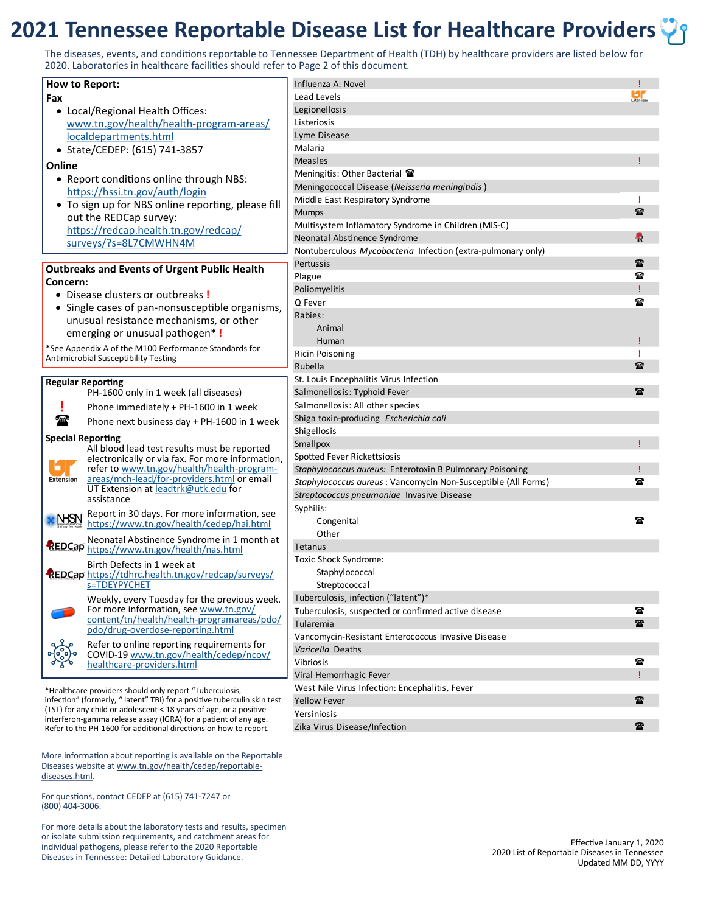# 2021 Tennessee Reportable Disease List for Healthcare Providers

The diseases, events, and conditions reportable to Tennessee Department of Health (TDH) by healthcare providers are listed below for 2020. Laboratories in healthcare facilities should refer to Page 2 of this document.

**How to Report:**

**Fax**

- Local/Regional Health Offices: www.tn.gov/health/health-program-areas/localdepartments.html
- State/CEDEP: (615) 741-3857

**Online**

- Report conditions online through NBS: https://hssi.tn.gov/auth/login
- To sign up for NBS online reporting, please fill out the REDCap survey: https://redcap.health.tn.gov/redcap/surveys/?s=8L7CMWHN4M

**Outbreaks and Events of Urgent Public Health Concern:**

- Disease clusters or outbreaks !
- Single cases of pan-nonsusceptible organisms, unusual resistance mechanisms, or other emerging or unusual pathogen* !

*See Appendix A of the M100 Performance Standards for Antimicrobial Susceptibility Testing

**Regular Reporting**

PH-1600 only in 1 week (all diseases)

! Phone immediately + PH-1600 in 1 week

☎ Phone next business day + PH-1600 in 1 week

**Special Reporting**

UT Extension: All blood lead test results must be reported electronically or via fax. For more information, refer to www.tn.gov/health/health-program-areas/mch-lead/for-providers.html or email UT Extension at leadtrk@utk.edu for assistance

NHSN: Report in 30 days. For more information, see https://www.tn.gov/health/cedep/hai.html

REDCap: Neonatal Abstinence Syndrome in 1 month at https://www.tn.gov/health/nas.html

REDCap: Birth Defects in 1 week at https://tdhrc.health.tn.gov/redcap/surveys/s=TDEYPYCHET

Weekly, every Tuesday for the previous week. For more information, see www.tn.gov/content/tn/health/health-programareas/pdo/pdo/drug-overdose-reporting.html

Refer to online reporting requirements for COVID-19 www.tn.gov/health/cedep/ncov/healthcare-providers.html

*Healthcare providers should only report "Tuberculosis, infection" (formerly, " latent" TBI) for a positive tuberculin skin test (TST) for any child or adolescent < 18 years of age, or a positive interferon-gamma release assay (IGRA) for a patient of any age. Refer to the PH-1600 for additional directions on how to report.

| Disease | Reporting |
|---|---|
| Influenza A: Novel | ! |
| Lead Levels | UT Extension |
| Legionellosis | |
| Listeriosis | |
| Lyme Disease | |
| Malaria | |
| Measles | ! |
| Meningitis: Other Bacterial ☎ | |
| Meningococcal Disease (*Neisseria meningitidis*) | |
| Middle East Respiratory Syndrome | ! |
| Mumps | ☎ |
| Multisystem Inflamatory Syndrome in Children (MIS-C) | |
| Neonatal Abstinence Syndrome | REDCap |
| Nontuberculous *Mycobacteria* Infection (extra-pulmonary only) | |
| Pertussis | ☎ |
| Plague | ☎ |
| Poliomyelitis | ! |
| Q Fever | ☎ |
| Rabies: | |
| Animal | |
| Human | ! |
| Ricin Poisoning | ! |
| Rubella | ☎ |
| St. Louis Encephalitis Virus Infection | |
| Salmonellosis: Typhoid Fever | ☎ |
| Salmonellosis: All other species | |
| Shiga toxin-producing *Escherichia coli* | |
| Shigellosis | |
| Smallpox | ! |
| Spotted Fever Rickettsiosis | |
| *Staphylococcus aureus:* Enterotoxin B Pulmonary Poisoning | ! |
| *Staphylococcus aureus*: Vancomycin Non-Susceptible (All Forms) | ☎ |
| *Streptococcus pneumoniae* Invasive Disease | |
| Syphilis: | |
| Congenital | ☎ |
| Other | |
| Tetanus | |
| Toxic Shock Syndrome: | |
| Staphylococcal | |
| Streptococcal | |
| Tuberculosis, infection ("latent")* | |
| Tuberculosis, suspected or confirmed active disease | ☎ |
| Tularemia | ☎ |
| Vancomycin-Resistant Enterococcus Invasive Disease | |
| *Varicella* Deaths | |
| Vibriosis | ☎ |
| Viral Hemorrhagic Fever | ! |
| West Nile Virus Infection: Encephalitis, Fever | |
| Yellow Fever | ☎ |
| Yersiniosis | |
| Zika Virus Disease/Infection | ☎ |

More information about reporting is available on the Reportable Diseases website at www.tn.gov/health/cedep/reportable-diseases.html.

For questions, contact CEDEP at (615) 741-7247 or (800) 404-3006.

For more details about the laboratory tests and results, specimen or isolate submission requirements, and catchment areas for individual pathogens, please refer to the 2020 Reportable Diseases in Tennessee: Detailed Laboratory Guidance.

Effective January 1, 2020
2020 List of Reportable Diseases in Tennessee
Updated MM DD, YYYY